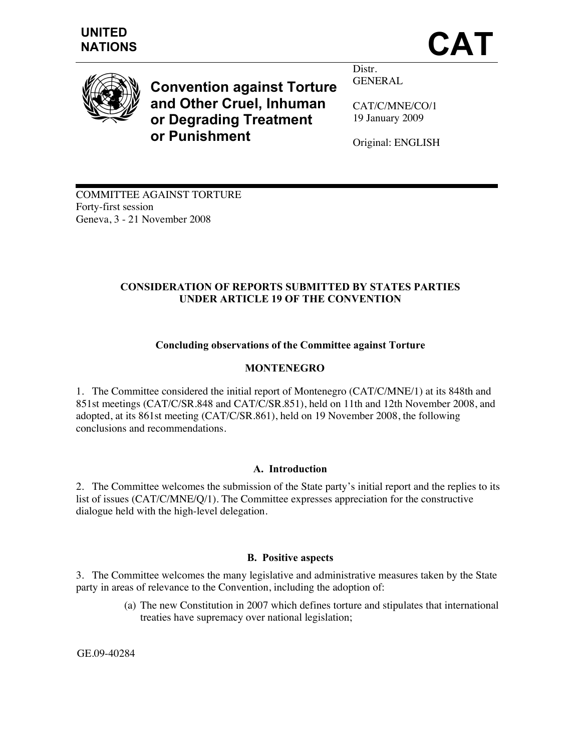UNITED NATIONS

# CAT

**Convention against Torture and Other Cruel, Inhuman or Degrading Treatment or Punishment**

Distr.
GENERAL

CAT/C/MNE/CO/1
19 January 2009

Original: ENGLISH

COMMITTEE AGAINST TORTURE
Forty-first session
Geneva, 3 - 21 November 2008

## CONSIDERATION OF REPORTS SUBMITTED BY STATES PARTIES UNDER ARTICLE 19 OF THE CONVENTION

### Concluding observations of the Committee against Torture

### MONTENEGRO

1. The Committee considered the initial report of Montenegro (CAT/C/MNE/1) at its 848th and 851st meetings (CAT/C/SR.848 and CAT/C/SR.851), held on 11th and 12th November 2008, and adopted, at its 861st meeting (CAT/C/SR.861), held on 19 November 2008, the following conclusions and recommendations.

### A. Introduction

2. The Committee welcomes the submission of the State party's initial report and the replies to its list of issues (CAT/C/MNE/Q/1). The Committee expresses appreciation for the constructive dialogue held with the high-level delegation.

### B. Positive aspects

3. The Committee welcomes the many legislative and administrative measures taken by the State party in areas of relevance to the Convention, including the adoption of:

(a) The new Constitution in 2007 which defines torture and stipulates that international treaties have supremacy over national legislation;

GE.09-40284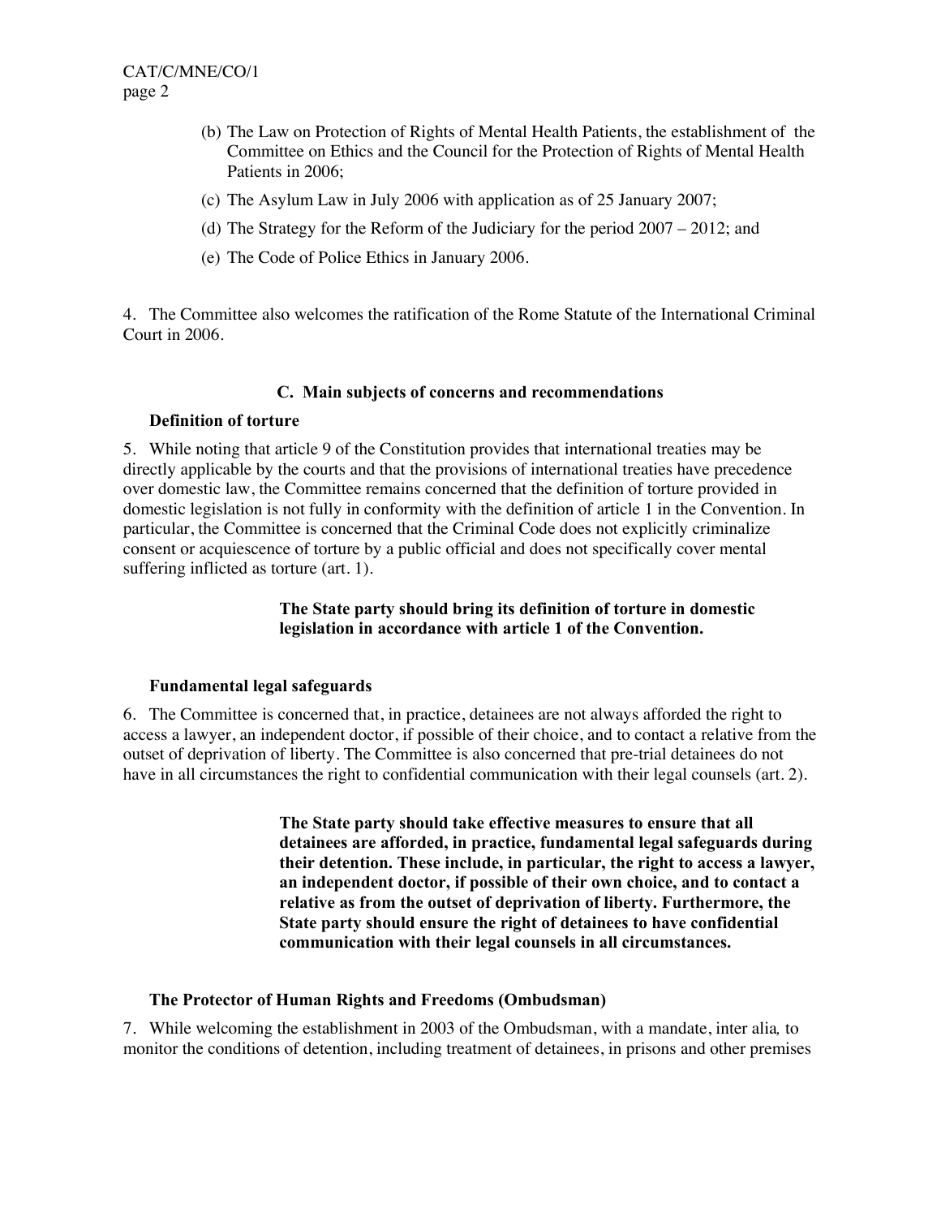(b) The Law on Protection of Rights of Mental Health Patients, the establishment of the Committee on Ethics and the Council for the Protection of Rights of Mental Health Patients in 2006;

(c) The Asylum Law in July 2006 with application as of 25 January 2007;

(d) The Strategy for the Reform of the Judiciary for the period 2007 – 2012; and

(e) The Code of Police Ethics in January 2006.

4. The Committee also welcomes the ratification of the Rome Statute of the International Criminal Court in 2006.

### C. Main subjects of concerns and recommendations

#### Definition of torture

5. While noting that article 9 of the Constitution provides that international treaties may be directly applicable by the courts and that the provisions of international treaties have precedence over domestic law, the Committee remains concerned that the definition of torture provided in domestic legislation is not fully in conformity with the definition of article 1 in the Convention. In particular, the Committee is concerned that the Criminal Code does not explicitly criminalize consent or acquiescence of torture by a public official and does not specifically cover mental suffering inflicted as torture (art. 1).

> **The State party should bring its definition of torture in domestic legislation in accordance with article 1 of the Convention.**

#### Fundamental legal safeguards

6. The Committee is concerned that, in practice, detainees are not always afforded the right to access a lawyer, an independent doctor, if possible of their choice, and to contact a relative from the outset of deprivation of liberty. The Committee is also concerned that pre-trial detainees do not have in all circumstances the right to confidential communication with their legal counsels (art. 2).

> **The State party should take effective measures to ensure that all detainees are afforded, in practice, fundamental legal safeguards during their detention. These include, in particular, the right to access a lawyer, an independent doctor, if possible of their own choice, and to contact a relative as from the outset of deprivation of liberty. Furthermore, the State party should ensure the right of detainees to have confidential communication with their legal counsels in all circumstances.**

#### The Protector of Human Rights and Freedoms (Ombudsman)

7. While welcoming the establishment in 2003 of the Ombudsman, with a mandate, *inter alia*, to monitor the conditions of detention, including treatment of detainees, in prisons and other premises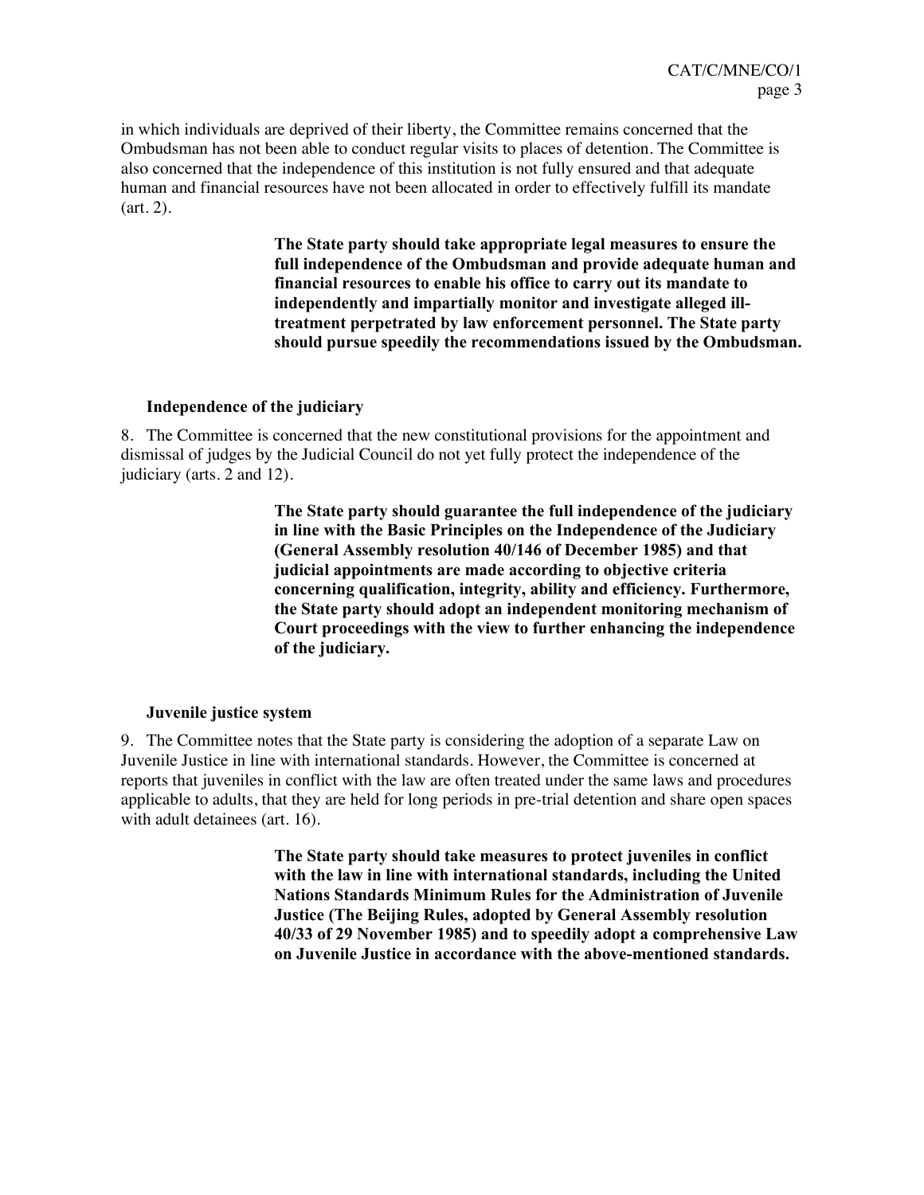in which individuals are deprived of their liberty, the Committee remains concerned that the Ombudsman has not been able to conduct regular visits to places of detention. The Committee is also concerned that the independence of this institution is not fully ensured and that adequate human and financial resources have not been allocated in order to effectively fulfill its mandate (art. 2).

> **The State party should take appropriate legal measures to ensure the full independence of the Ombudsman and provide adequate human and financial resources to enable his office to carry out its mandate to independently and impartially monitor and investigate alleged ill-treatment perpetrated by law enforcement personnel. The State party should pursue speedily the recommendations issued by the Ombudsman.**

### Independence of the judiciary

8. The Committee is concerned that the new constitutional provisions for the appointment and dismissal of judges by the Judicial Council do not yet fully protect the independence of the judiciary (arts. 2 and 12).

> **The State party should guarantee the full independence of the judiciary in line with the Basic Principles on the Independence of the Judiciary (General Assembly resolution 40/146 of December 1985) and that judicial appointments are made according to objective criteria concerning qualification, integrity, ability and efficiency. Furthermore, the State party should adopt an independent monitoring mechanism of Court proceedings with the view to further enhancing the independence of the judiciary.**

### Juvenile justice system

9. The Committee notes that the State party is considering the adoption of a separate Law on Juvenile Justice in line with international standards. However, the Committee is concerned at reports that juveniles in conflict with the law are often treated under the same laws and procedures applicable to adults, that they are held for long periods in pre-trial detention and share open spaces with adult detainees (art. 16).

> **The State party should take measures to protect juveniles in conflict with the law in line with international standards, including the United Nations Standards Minimum Rules for the Administration of Juvenile Justice (The Beijing Rules, adopted by General Assembly resolution 40/33 of 29 November 1985) and to speedily adopt a comprehensive Law on Juvenile Justice in accordance with the above-mentioned standards.**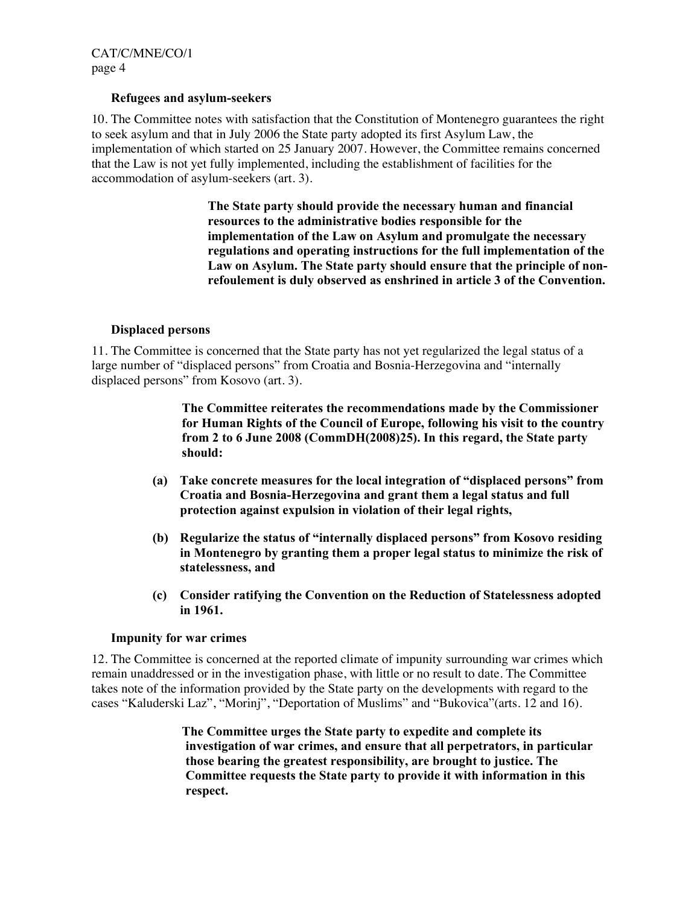### Refugees and asylum-seekers

10. The Committee notes with satisfaction that the Constitution of Montenegro guarantees the right to seek asylum and that in July 2006 the State party adopted its first Asylum Law, the implementation of which started on 25 January 2007. However, the Committee remains concerned that the Law is not yet fully implemented, including the establishment of facilities for the accommodation of asylum-seekers (art. 3).

> **The State party should provide the necessary human and financial resources to the administrative bodies responsible for the implementation of the Law on Asylum and promulgate the necessary regulations and operating instructions for the full implementation of the Law on Asylum. The State party should ensure that the principle of non-refoulement is duly observed as enshrined in article 3 of the Convention.**

### Displaced persons

11. The Committee is concerned that the State party has not yet regularized the legal status of a large number of "displaced persons" from Croatia and Bosnia-Herzegovina and "internally displaced persons" from Kosovo (art. 3).

> **The Committee reiterates the recommendations made by the Commissioner for Human Rights of the Council of Europe, following his visit to the country from 2 to 6 June 2008 (CommDH(2008)25). In this regard, the State party should:**
>
> **(a) Take concrete measures for the local integration of "displaced persons" from Croatia and Bosnia-Herzegovina and grant them a legal status and full protection against expulsion in violation of their legal rights,**
>
> **(b) Regularize the status of "internally displaced persons" from Kosovo residing in Montenegro by granting them a proper legal status to minimize the risk of statelessness, and**
>
> **(c) Consider ratifying the Convention on the Reduction of Statelessness adopted in 1961.**

### Impunity for war crimes

12. The Committee is concerned at the reported climate of impunity surrounding war crimes which remain unaddressed or in the investigation phase, with little or no result to date. The Committee takes note of the information provided by the State party on the developments with regard to the cases "Kaluderski Laz", "Morinj", "Deportation of Muslims" and "Bukovica"(arts. 12 and 16).

> **The Committee urges the State party to expedite and complete its investigation of war crimes, and ensure that all perpetrators, in particular those bearing the greatest responsibility, are brought to justice. The Committee requests the State party to provide it with information in this respect.**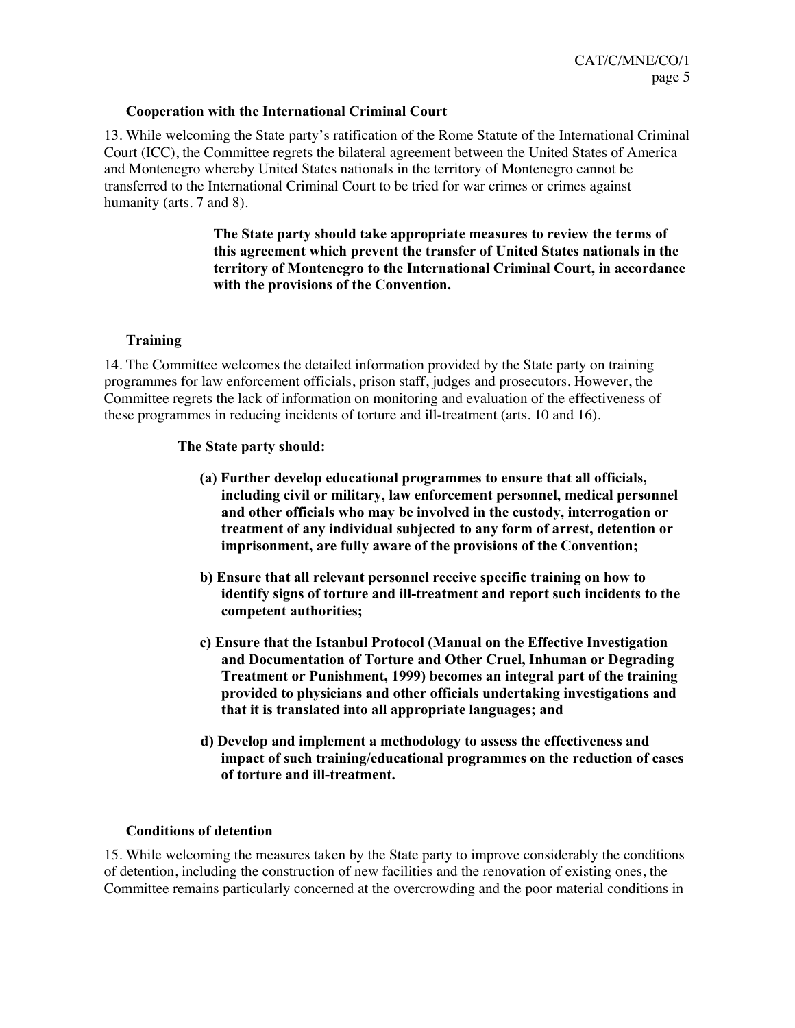### Cooperation with the International Criminal Court

13. While welcoming the State party's ratification of the Rome Statute of the International Criminal Court (ICC), the Committee regrets the bilateral agreement between the United States of America and Montenegro whereby United States nationals in the territory of Montenegro cannot be transferred to the International Criminal Court to be tried for war crimes or crimes against humanity (arts. 7 and 8).

**The State party should take appropriate measures to review the terms of this agreement which prevent the transfer of United States nationals in the territory of Montenegro to the International Criminal Court, in accordance with the provisions of the Convention.**

### Training

14. The Committee welcomes the detailed information provided by the State party on training programmes for law enforcement officials, prison staff, judges and prosecutors. However, the Committee regrets the lack of information on monitoring and evaluation of the effectiveness of these programmes in reducing incidents of torture and ill-treatment (arts. 10 and 16).

**The State party should:**

**(a) Further develop educational programmes to ensure that all officials, including civil or military, law enforcement personnel, medical personnel and other officials who may be involved in the custody, interrogation or treatment of any individual subjected to any form of arrest, detention or imprisonment, are fully aware of the provisions of the Convention;**

**b) Ensure that all relevant personnel receive specific training on how to identify signs of torture and ill-treatment and report such incidents to the competent authorities;**

**c) Ensure that the Istanbul Protocol (Manual on the Effective Investigation and Documentation of Torture and Other Cruel, Inhuman or Degrading Treatment or Punishment, 1999) becomes an integral part of the training provided to physicians and other officials undertaking investigations and that it is translated into all appropriate languages; and**

**d) Develop and implement a methodology to assess the effectiveness and impact of such training/educational programmes on the reduction of cases of torture and ill-treatment.**

### Conditions of detention

15. While welcoming the measures taken by the State party to improve considerably the conditions of detention, including the construction of new facilities and the renovation of existing ones, the Committee remains particularly concerned at the overcrowding and the poor material conditions in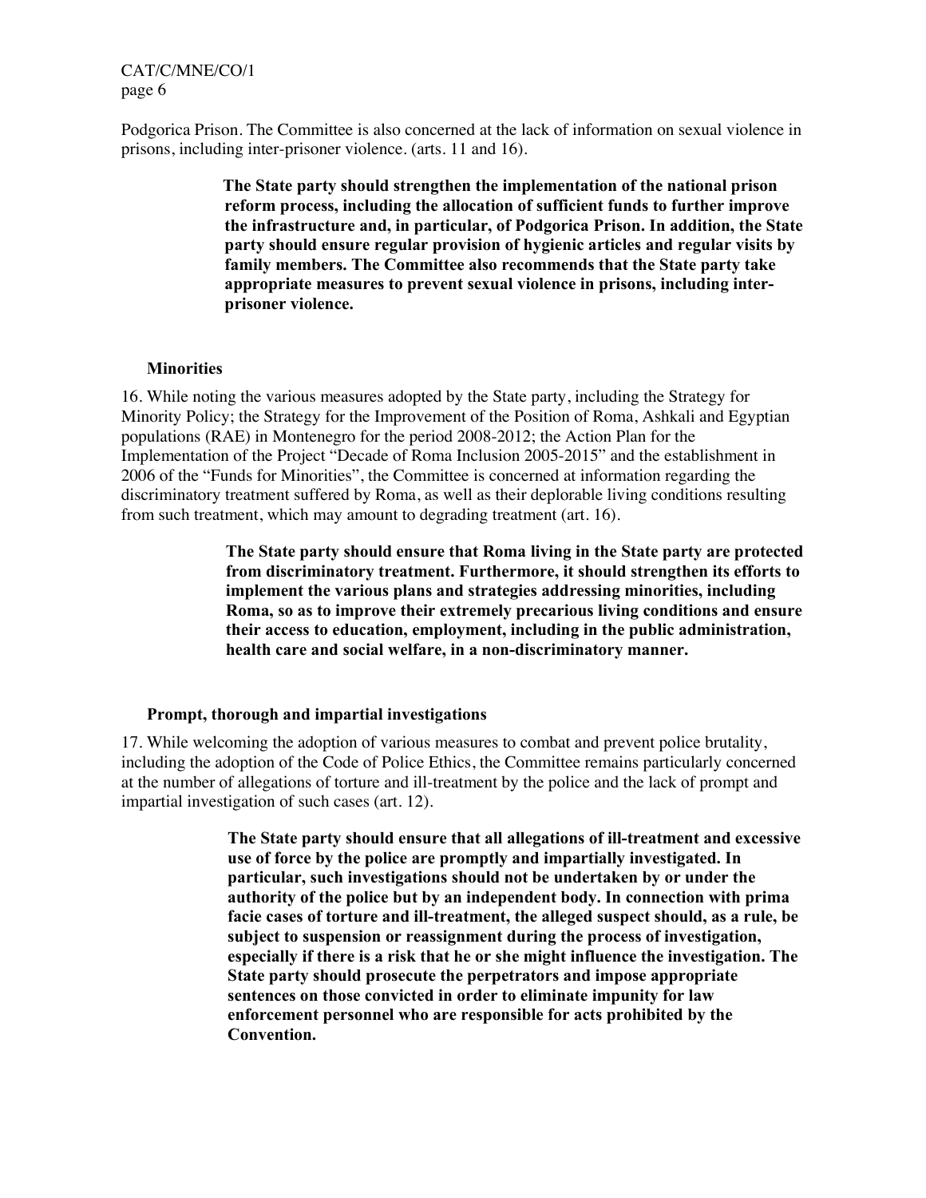Podgorica Prison. The Committee is also concerned at the lack of information on sexual violence in prisons, including inter-prisoner violence. (arts. 11 and 16).

> **The State party should strengthen the implementation of the national prison reform process, including the allocation of sufficient funds to further improve the infrastructure and, in particular, of Podgorica Prison. In addition, the State party should ensure regular provision of hygienic articles and regular visits by family members. The Committee also recommends that the State party take appropriate measures to prevent sexual violence in prisons, including inter-prisoner violence.**

### Minorities

16. While noting the various measures adopted by the State party, including the Strategy for Minority Policy; the Strategy for the Improvement of the Position of Roma, Ashkali and Egyptian populations (RAE) in Montenegro for the period 2008-2012; the Action Plan for the Implementation of the Project "Decade of Roma Inclusion 2005-2015" and the establishment in 2006 of the "Funds for Minorities", the Committee is concerned at information regarding the discriminatory treatment suffered by Roma, as well as their deplorable living conditions resulting from such treatment, which may amount to degrading treatment (art. 16).

> **The State party should ensure that Roma living in the State party are protected from discriminatory treatment. Furthermore, it should strengthen its efforts to implement the various plans and strategies addressing minorities, including Roma, so as to improve their extremely precarious living conditions and ensure their access to education, employment, including in the public administration, health care and social welfare, in a non-discriminatory manner.**

### Prompt, thorough and impartial investigations

17. While welcoming the adoption of various measures to combat and prevent police brutality, including the adoption of the Code of Police Ethics, the Committee remains particularly concerned at the number of allegations of torture and ill-treatment by the police and the lack of prompt and impartial investigation of such cases (art. 12).

> **The State party should ensure that all allegations of ill-treatment and excessive use of force by the police are promptly and impartially investigated. In particular, such investigations should not be undertaken by or under the authority of the police but by an independent body. In connection with prima facie cases of torture and ill-treatment, the alleged suspect should, as a rule, be subject to suspension or reassignment during the process of investigation, especially if there is a risk that he or she might influence the investigation. The State party should prosecute the perpetrators and impose appropriate sentences on those convicted in order to eliminate impunity for law enforcement personnel who are responsible for acts prohibited by the Convention.**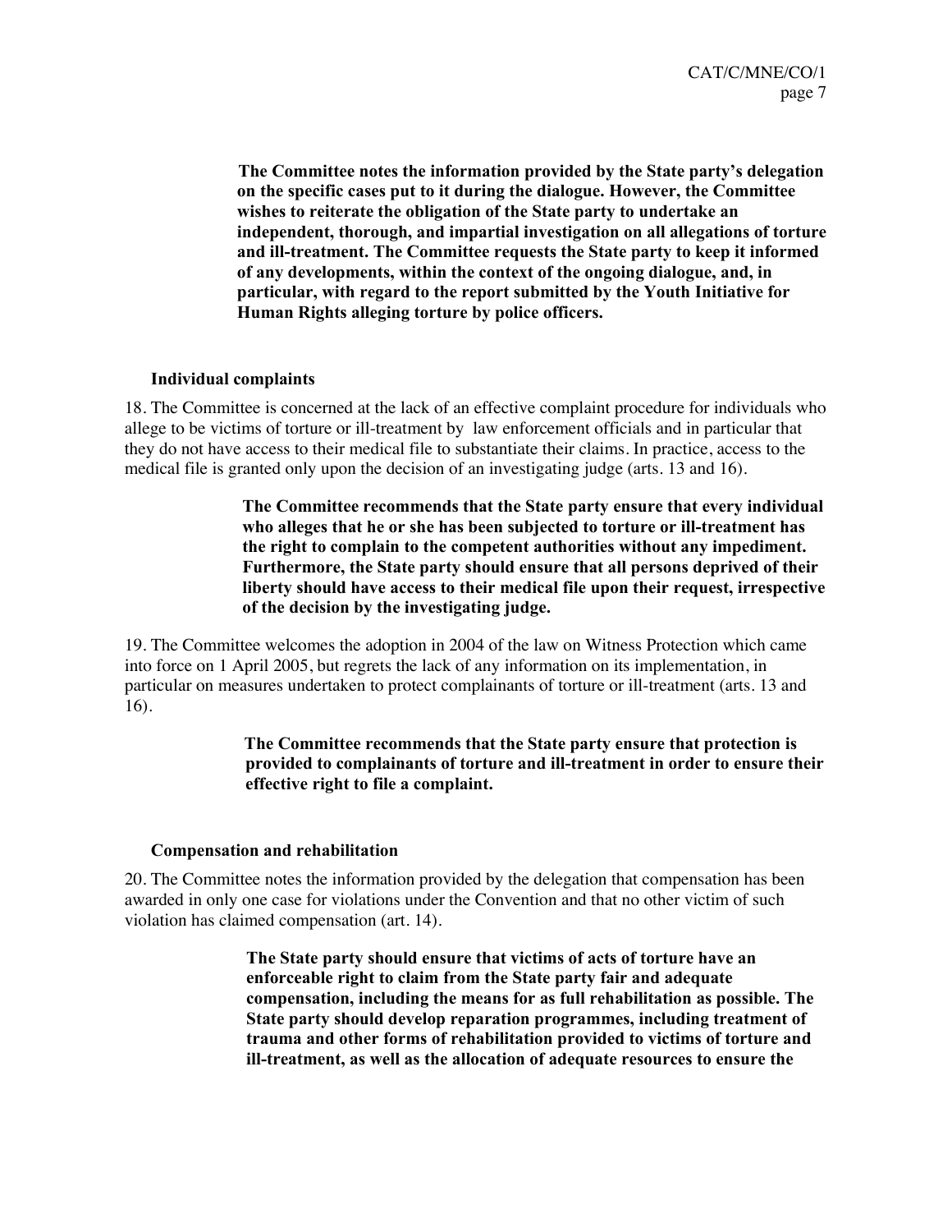**The Committee notes the information provided by the State party's delegation on the specific cases put to it during the dialogue. However, the Committee wishes to reiterate the obligation of the State party to undertake an independent, thorough, and impartial investigation on all allegations of torture and ill-treatment. The Committee requests the State party to keep it informed of any developments, within the context of the ongoing dialogue, and, in particular, with regard to the report submitted by the Youth Initiative for Human Rights alleging torture by police officers.**

**Individual complaints**

18. The Committee is concerned at the lack of an effective complaint procedure for individuals who allege to be victims of torture or ill-treatment by law enforcement officials and in particular that they do not have access to their medical file to substantiate their claims. In practice, access to the medical file is granted only upon the decision of an investigating judge (arts. 13 and 16).

**The Committee recommends that the State party ensure that every individual who alleges that he or she has been subjected to torture or ill-treatment has the right to complain to the competent authorities without any impediment. Furthermore, the State party should ensure that all persons deprived of their liberty should have access to their medical file upon their request, irrespective of the decision by the investigating judge.**

19. The Committee welcomes the adoption in 2004 of the law on Witness Protection which came into force on 1 April 2005, but regrets the lack of any information on its implementation, in particular on measures undertaken to protect complainants of torture or ill-treatment (arts. 13 and 16).

**The Committee recommends that the State party ensure that protection is provided to complainants of torture and ill-treatment in order to ensure their effective right to file a complaint.**

**Compensation and rehabilitation**

20. The Committee notes the information provided by the delegation that compensation has been awarded in only one case for violations under the Convention and that no other victim of such violation has claimed compensation (art. 14).

**The State party should ensure that victims of acts of torture have an enforceable right to claim from the State party fair and adequate compensation, including the means for as full rehabilitation as possible. The State party should develop reparation programmes, including treatment of trauma and other forms of rehabilitation provided to victims of torture and ill-treatment, as well as the allocation of adequate resources to ensure the**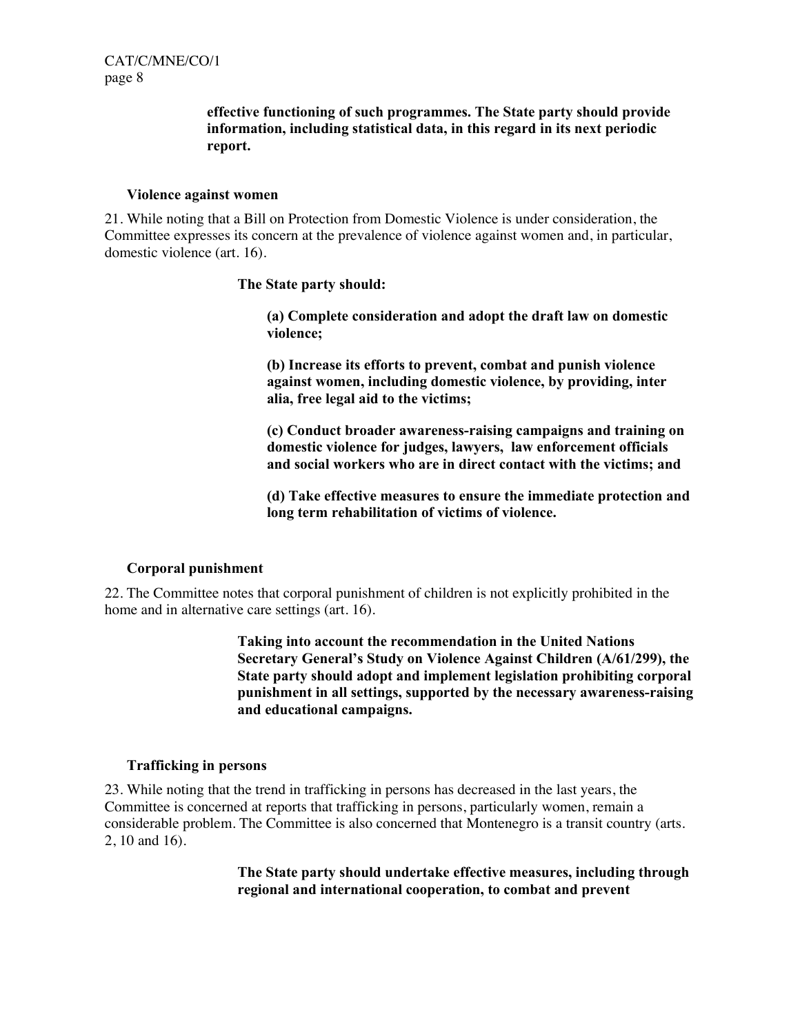**effective functioning of such programmes. The State party should provide information, including statistical data, in this regard in its next periodic report.**

### Violence against women

21. While noting that a Bill on Protection from Domestic Violence is under consideration, the Committee expresses its concern at the prevalence of violence against women and, in particular, domestic violence (art. 16).

**The State party should:**

**(a) Complete consideration and adopt the draft law on domestic violence;**

**(b) Increase its efforts to prevent, combat and punish violence against women, including domestic violence, by providing, inter alia, free legal aid to the victims;**

**(c) Conduct broader awareness-raising campaigns and training on domestic violence for judges, lawyers, law enforcement officials and social workers who are in direct contact with the victims; and**

**(d) Take effective measures to ensure the immediate protection and long term rehabilitation of victims of violence.**

### Corporal punishment

22. The Committee notes that corporal punishment of children is not explicitly prohibited in the home and in alternative care settings (art. 16).

**Taking into account the recommendation in the United Nations Secretary General's Study on Violence Against Children (A/61/299), the State party should adopt and implement legislation prohibiting corporal punishment in all settings, supported by the necessary awareness-raising and educational campaigns.**

### Trafficking in persons

23. While noting that the trend in trafficking in persons has decreased in the last years, the Committee is concerned at reports that trafficking in persons, particularly women, remain a considerable problem. The Committee is also concerned that Montenegro is a transit country (arts. 2, 10 and 16).

**The State party should undertake effective measures, including through regional and international cooperation, to combat and prevent**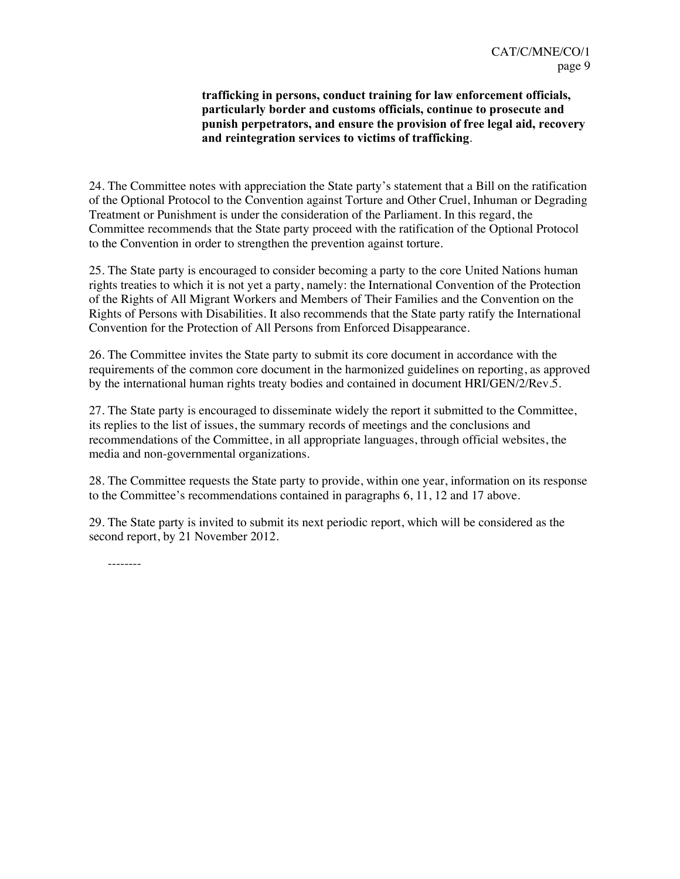**trafficking in persons, conduct training for law enforcement officials, particularly border and customs officials, continue to prosecute and punish perpetrators, and ensure the provision of free legal aid, recovery and reintegration services to victims of trafficking**.

24. The Committee notes with appreciation the State party's statement that a Bill on the ratification of the Optional Protocol to the Convention against Torture and Other Cruel, Inhuman or Degrading Treatment or Punishment is under the consideration of the Parliament. In this regard, the Committee recommends that the State party proceed with the ratification of the Optional Protocol to the Convention in order to strengthen the prevention against torture.

25. The State party is encouraged to consider becoming a party to the core United Nations human rights treaties to which it is not yet a party, namely: the International Convention of the Protection of the Rights of All Migrant Workers and Members of Their Families and the Convention on the Rights of Persons with Disabilities. It also recommends that the State party ratify the International Convention for the Protection of All Persons from Enforced Disappearance.

26. The Committee invites the State party to submit its core document in accordance with the requirements of the common core document in the harmonized guidelines on reporting, as approved by the international human rights treaty bodies and contained in document HRI/GEN/2/Rev.5.

27. The State party is encouraged to disseminate widely the report it submitted to the Committee, its replies to the list of issues, the summary records of meetings and the conclusions and recommendations of the Committee, in all appropriate languages, through official websites, the media and non-governmental organizations.

28. The Committee requests the State party to provide, within one year, information on its response to the Committee's recommendations contained in paragraphs 6, 11, 12 and 17 above.

29. The State party is invited to submit its next periodic report, which will be considered as the second report, by 21 November 2012.

--------